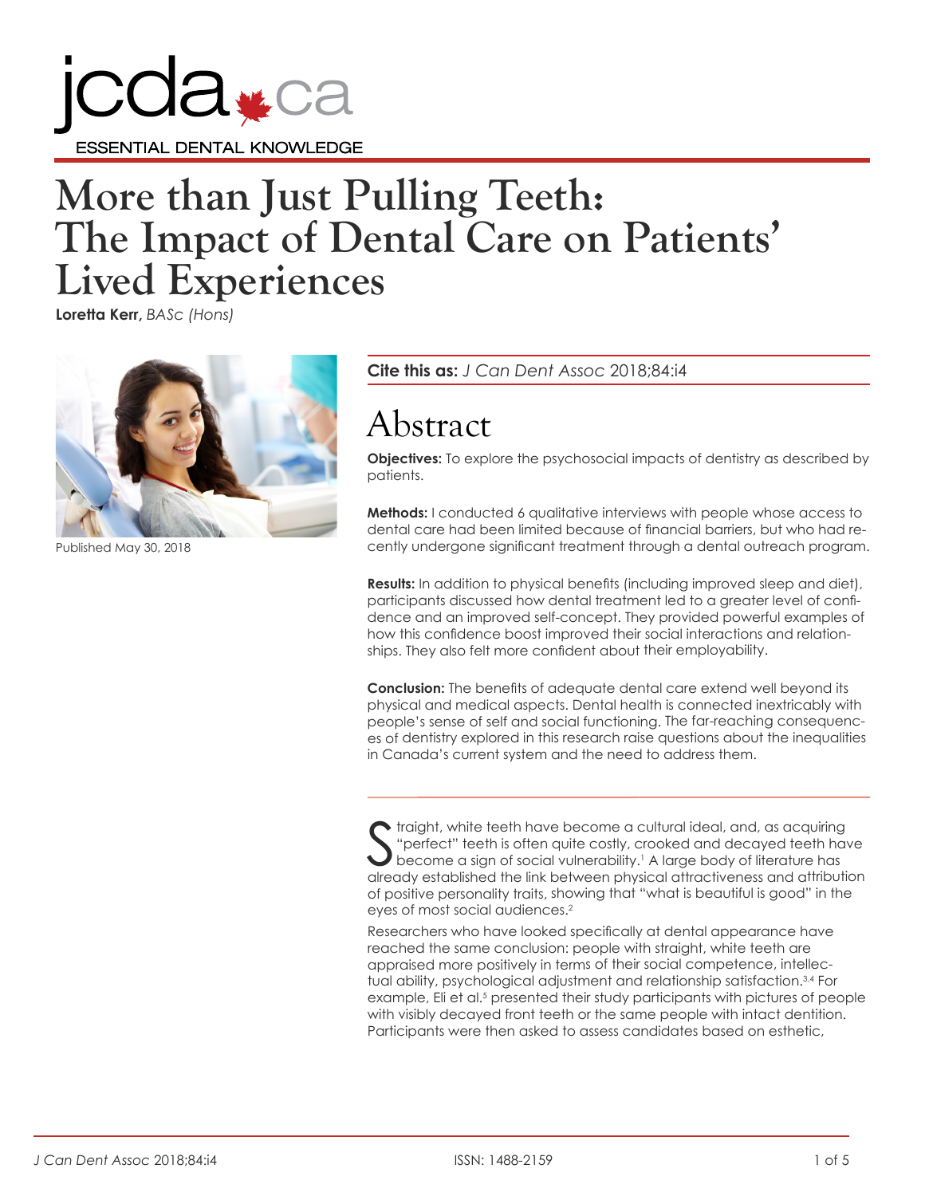# More than Just Pulling Teeth: The Impact of Dental Care on Patients' Lived Experiences

**Loretta Kerr,** *BASc (Hons)*

Published May 30, 2018

**Cite this as:** *J Can Dent Assoc* 2018;84:i4

## Abstract

**Objectives:** To explore the psychosocial impacts of dentistry as described by patients.

**Methods:** I conducted 6 qualitative interviews with people whose access to dental care had been limited because of financial barriers, but who had recently undergone significant treatment through a dental outreach program.

**Results:** In addition to physical benefits (including improved sleep and diet), participants discussed how dental treatment led to a greater level of confidence and an improved self-concept. They provided powerful examples of how this confidence boost improved their social interactions and relationships. They also felt more confident about their employability.

**Conclusion:** The benefits of adequate dental care extend well beyond its physical and medical aspects. Dental health is connected inextricably with people's sense of self and social functioning. The far-reaching consequences of dentistry explored in this research raise questions about the inequalities in Canada's current system and the need to address them.

---

Straight, white teeth have become a cultural ideal, and, as acquiring "perfect" teeth is often quite costly, crooked and decayed teeth have become a sign of social vulnerability.[1] A large body of literature has already established the link between physical attractiveness and attribution of positive personality traits, showing that "what is beautiful is good" in the eyes of most social audiences.[2]

Researchers who have looked specifically at dental appearance have reached the same conclusion: people with straight, white teeth are appraised more positively in terms of their social competence, intellectual ability, psychological adjustment and relationship satisfaction.[3,4] For example, Eli et al.[5] presented their study participants with pictures of people with visibly decayed front teeth or the same people with intact dentition. Participants were then asked to assess candidates based on esthetic,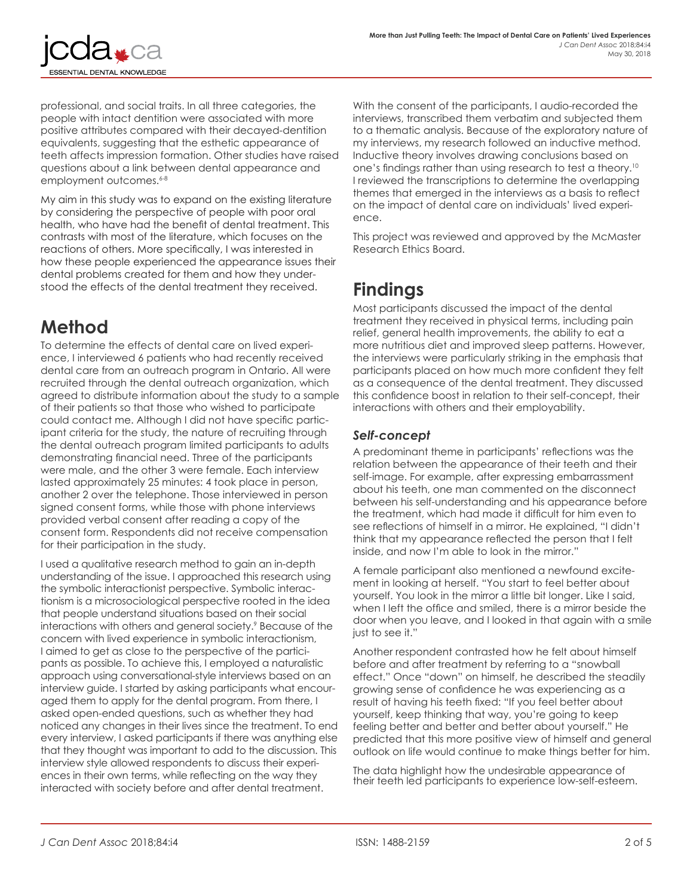professional, and social traits. In all three categories, the people with intact dentition were associated with more positive attributes compared with their decayed-dentition equivalents, suggesting that the esthetic appearance of teeth affects impression formation. Other studies have raised questions about a link between dental appearance and employment outcomes.[6-8]

My aim in this study was to expand on the existing literature by considering the perspective of people with poor oral health, who have had the benefit of dental treatment. This contrasts with most of the literature, which focuses on the reactions of others. More specifically, I was interested in how these people experienced the appearance issues their dental problems created for them and how they understood the effects of the dental treatment they received.

## Method

To determine the effects of dental care on lived experience, I interviewed 6 patients who had recently received dental care from an outreach program in Ontario. All were recruited through the dental outreach organization, which agreed to distribute information about the study to a sample of their patients so that those who wished to participate could contact me. Although I did not have specific participant criteria for the study, the nature of recruiting through the dental outreach program limited participants to adults demonstrating financial need. Three of the participants were male, and the other 3 were female. Each interview lasted approximately 25 minutes: 4 took place in person, another 2 over the telephone. Those interviewed in person signed consent forms, while those with phone interviews provided verbal consent after reading a copy of the consent form. Respondents did not receive compensation for their participation in the study.

I used a qualitative research method to gain an in-depth understanding of the issue. I approached this research using the symbolic interactionist perspective. Symbolic interactionism is a microsociological perspective rooted in the idea that people understand situations based on their social interactions with others and general society.[9] Because of the concern with lived experience in symbolic interactionism, I aimed to get as close to the perspective of the participants as possible. To achieve this, I employed a naturalistic approach using conversational-style interviews based on an interview guide. I started by asking participants what encouraged them to apply for the dental program. From there, I asked open-ended questions, such as whether they had noticed any changes in their lives since the treatment. To end every interview, I asked participants if there was anything else that they thought was important to add to the discussion. This interview style allowed respondents to discuss their experiences in their own terms, while reflecting on the way they interacted with society before and after dental treatment.

With the consent of the participants, I audio-recorded the interviews, transcribed them verbatim and subjected them to a thematic analysis. Because of the exploratory nature of my interviews, my research followed an inductive method. Inductive theory involves drawing conclusions based on one's findings rather than using research to test a theory.[10] I reviewed the transcriptions to determine the overlapping themes that emerged in the interviews as a basis to reflect on the impact of dental care on individuals' lived experience.

This project was reviewed and approved by the McMaster Research Ethics Board.

## Findings

Most participants discussed the impact of the dental treatment they received in physical terms, including pain relief, general health improvements, the ability to eat a more nutritious diet and improved sleep patterns. However, the interviews were particularly striking in the emphasis that participants placed on how much more confident they felt as a consequence of the dental treatment. They discussed this confidence boost in relation to their self-concept, their interactions with others and their employability.

### *Self-concept*

A predominant theme in participants' reflections was the relation between the appearance of their teeth and their self-image. For example, after expressing embarrassment about his teeth, one man commented on the disconnect between his self-understanding and his appearance before the treatment, which had made it difficult for him even to see reflections of himself in a mirror. He explained, "I didn't think that my appearance reflected the person that I felt inside, and now I'm able to look in the mirror."

A female participant also mentioned a newfound excitement in looking at herself. "You start to feel better about yourself. You look in the mirror a little bit longer. Like I said, when I left the office and smiled, there is a mirror beside the door when you leave, and I looked in that again with a smile just to see it."

Another respondent contrasted how he felt about himself before and after treatment by referring to a "snowball effect." Once "down" on himself, he described the steadily growing sense of confidence he was experiencing as a result of having his teeth fixed: "If you feel better about yourself, keep thinking that way, you're going to keep feeling better and better and better about yourself." He predicted that this more positive view of himself and general outlook on life would continue to make things better for him.

The data highlight how the undesirable appearance of their teeth led participants to experience low-self-esteem.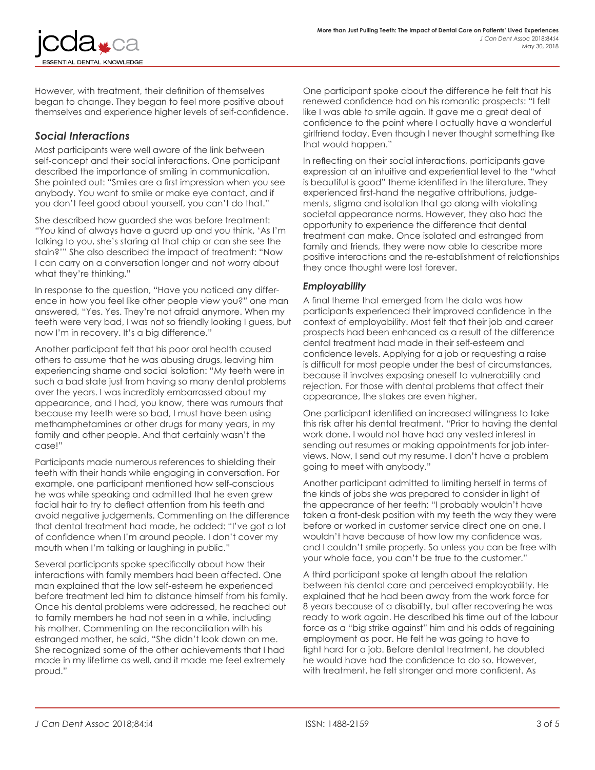However, with treatment, their definition of themselves began to change. They began to feel more positive about themselves and experience higher levels of self-confidence.

### *Social Interactions*

Most participants were well aware of the link between self-concept and their social interactions. One participant described the importance of smiling in communication. She pointed out: "Smiles are a first impression when you see anybody. You want to smile or make eye contact, and if you don't feel good about yourself, you can't do that."

She described how guarded she was before treatment: "You kind of always have a guard up and you think, 'As I'm talking to you, she's staring at that chip or can she see the stain?'" She also described the impact of treatment: "Now I can carry on a conversation longer and not worry about what they're thinking."

In response to the question, "Have you noticed any difference in how you feel like other people view you?" one man answered, "Yes. Yes. They're not afraid anymore. When my teeth were very bad, I was not so friendly looking I guess, but now I'm in recovery. It's a big difference."

Another participant felt that his poor oral health caused others to assume that he was abusing drugs, leaving him experiencing shame and social isolation: "My teeth were in such a bad state just from having so many dental problems over the years. I was incredibly embarrassed about my appearance, and I had, you know, there was rumours that because my teeth were so bad, I must have been using methamphetamines or other drugs for many years, in my family and other people. And that certainly wasn't the case!"

Participants made numerous references to shielding their teeth with their hands while engaging in conversation. For example, one participant mentioned how self-conscious he was while speaking and admitted that he even grew facial hair to try to deflect attention from his teeth and avoid negative judgements. Commenting on the difference that dental treatment had made, he added: "I've got a lot of confidence when I'm around people. I don't cover my mouth when I'm talking or laughing in public."

Several participants spoke specifically about how their interactions with family members had been affected. One man explained that the low self-esteem he experienced before treatment led him to distance himself from his family. Once his dental problems were addressed, he reached out to family members he had not seen in a while, including his mother. Commenting on the reconciliation with his estranged mother, he said, "She didn't look down on me. She recognized some of the other achievements that I had made in my lifetime as well, and it made me feel extremely proud."

One participant spoke about the difference he felt that his renewed confidence had on his romantic prospects: "I felt like I was able to smile again. It gave me a great deal of confidence to the point where I actually have a wonderful girlfriend today. Even though I never thought something like that would happen."

In reflecting on their social interactions, participants gave expression at an intuitive and experiential level to the "what is beautiful is good" theme identified in the literature. They experienced first-hand the negative attributions, judgements, stigma and isolation that go along with violating societal appearance norms. However, they also had the opportunity to experience the difference that dental treatment can make. Once isolated and estranged from family and friends, they were now able to describe more positive interactions and the re-establishment of relationships they once thought were lost forever.

### *Employability*

A final theme that emerged from the data was how participants experienced their improved confidence in the context of employability. Most felt that their job and career prospects had been enhanced as a result of the difference dental treatment had made in their self-esteem and confidence levels. Applying for a job or requesting a raise is difficult for most people under the best of circumstances, because it involves exposing oneself to vulnerability and rejection. For those with dental problems that affect their appearance, the stakes are even higher.

One participant identified an increased willingness to take this risk after his dental treatment. "Prior to having the dental work done, I would not have had any vested interest in sending out resumes or making appointments for job interviews. Now, I send out my resume. I don't have a problem going to meet with anybody."

Another participant admitted to limiting herself in terms of the kinds of jobs she was prepared to consider in light of the appearance of her teeth: "I probably wouldn't have taken a front-desk position with my teeth the way they were before or worked in customer service direct one on one. I wouldn't have because of how low my confidence was, and I couldn't smile properly. So unless you can be free with your whole face, you can't be true to the customer."

A third participant spoke at length about the relation between his dental care and perceived employability. He explained that he had been away from the work force for 8 years because of a disability, but after recovering he was ready to work again. He described his time out of the labour force as a "big strike against" him and his odds of regaining employment as poor. He felt he was going to have to fight hard for a job. Before dental treatment, he doubted he would have had the confidence to do so. However, with treatment, he felt stronger and more confident. As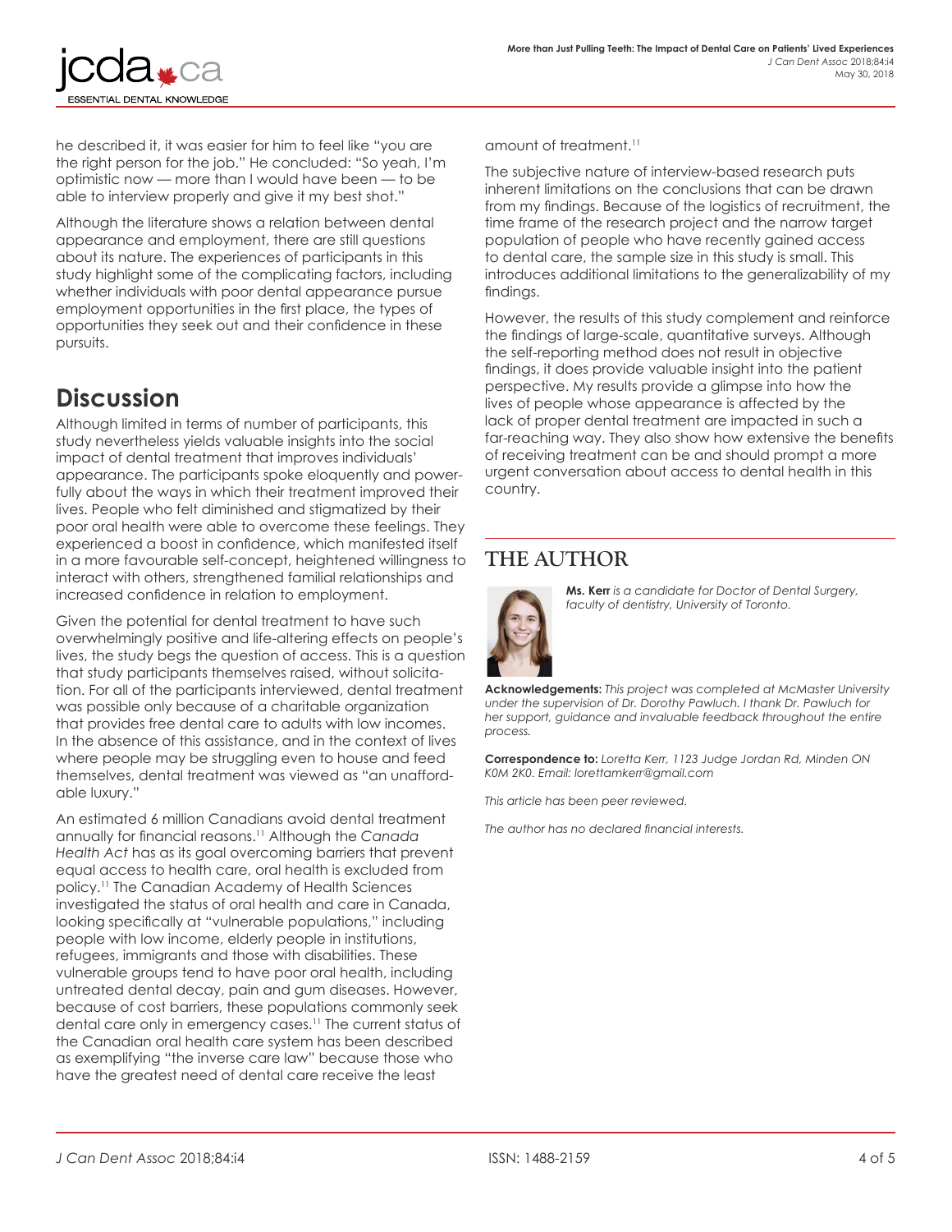he described it, it was easier for him to feel like "you are the right person for the job." He concluded: "So yeah, I'm optimistic now — more than I would have been — to be able to interview properly and give it my best shot."

Although the literature shows a relation between dental appearance and employment, there are still questions about its nature. The experiences of participants in this study highlight some of the complicating factors, including whether individuals with poor dental appearance pursue employment opportunities in the first place, the types of opportunities they seek out and their confidence in these pursuits.

## Discussion

Although limited in terms of number of participants, this study nevertheless yields valuable insights into the social impact of dental treatment that improves individuals' appearance. The participants spoke eloquently and powerfully about the ways in which their treatment improved their lives. People who felt diminished and stigmatized by their poor oral health were able to overcome these feelings. They experienced a boost in confidence, which manifested itself in a more favourable self-concept, heightened willingness to interact with others, strengthened familial relationships and increased confidence in relation to employment.

Given the potential for dental treatment to have such overwhelmingly positive and life-altering effects on people's lives, the study begs the question of access. This is a question that study participants themselves raised, without solicitation. For all of the participants interviewed, dental treatment was possible only because of a charitable organization that provides free dental care to adults with low incomes. In the absence of this assistance, and in the context of lives where people may be struggling even to house and feed themselves, dental treatment was viewed as "an unaffordable luxury."

An estimated 6 million Canadians avoid dental treatment annually for financial reasons.[11] Although the *Canada Health Act* has as its goal overcoming barriers that prevent equal access to health care, oral health is excluded from policy.[11] The Canadian Academy of Health Sciences investigated the status of oral health and care in Canada, looking specifically at "vulnerable populations," including people with low income, elderly people in institutions, refugees, immigrants and those with disabilities. These vulnerable groups tend to have poor oral health, including untreated dental decay, pain and gum diseases. However, because of cost barriers, these populations commonly seek dental care only in emergency cases.[11] The current status of the Canadian oral health care system has been described as exemplifying "the inverse care law" because those who have the greatest need of dental care receive the least amount of treatment.[11]

The subjective nature of interview-based research puts inherent limitations on the conclusions that can be drawn from my findings. Because of the logistics of recruitment, the time frame of the research project and the narrow target population of people who have recently gained access to dental care, the sample size in this study is small. This introduces additional limitations to the generalizability of my findings.

However, the results of this study complement and reinforce the findings of large-scale, quantitative surveys. Although the self-reporting method does not result in objective findings, it does provide valuable insight into the patient perspective. My results provide a glimpse into how the lives of people whose appearance is affected by the lack of proper dental treatment are impacted in such a far-reaching way. They also show how extensive the benefits of receiving treatment can be and should prompt a more urgent conversation about access to dental health in this country.

## THE AUTHOR

**Ms. Kerr** *is a candidate for Doctor of Dental Surgery, faculty of dentistry, University of Toronto.*

**Acknowledgements:** *This project was completed at McMaster University under the supervision of Dr. Dorothy Pawluch. I thank Dr. Pawluch for her support, guidance and invaluable feedback throughout the entire process.*

**Correspondence to:** *Loretta Kerr, 1123 Judge Jordan Rd, Minden ON K0M 2K0. Email: lorettamkerr@gmail.com*

*This article has been peer reviewed.*

*The author has no declared financial interests.*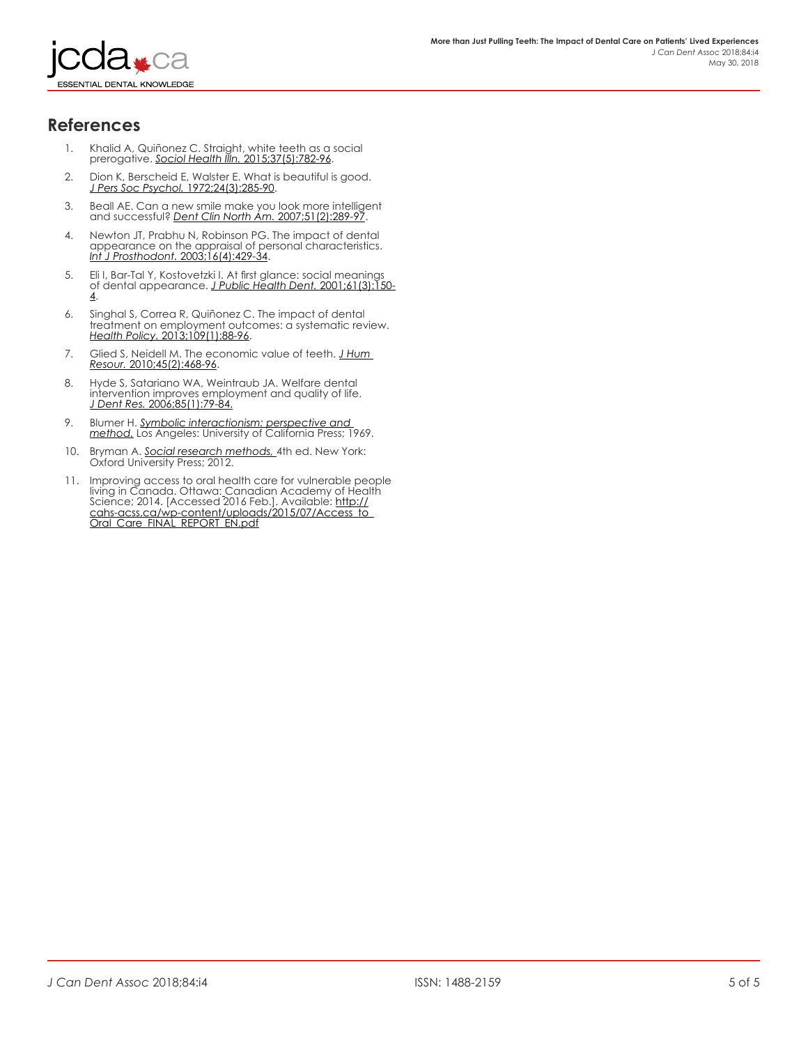## References

1. Khalid A, Quiñonez C. Straight, white teeth as a social prerogative. *Sociol Health Illn.* 2015;37(5):782-96.
2. Dion K, Berscheid E, Walster E. What is beautiful is good. *J Pers Soc Psychol.* 1972;24(3):285-90.
3. Beall AE. Can a new smile make you look more intelligent and successful? *Dent Clin North Am.* 2007;51(2):289-97.
4. Newton JT, Prabhu N, Robinson PG. The impact of dental appearance on the appraisal of personal characteristics. *Int J Prosthodont.* 2003;16(4):429-34.
5. Eli I, Bar-Tal Y, Kostovetzki I. At first glance: social meanings of dental appearance. *J Public Health Dent.* 2001;61(3):150-4.
6. Singhal S, Correa R, Quiñonez C. The impact of dental treatment on employment outcomes: a systematic review. *Health Policy.* 2013;109(1):88-96.
7. Glied S, Neidell M. The economic value of teeth. *J Hum Resour.* 2010;45(2):468-96.
8. Hyde S, Satariano WA, Weintraub JA. Welfare dental intervention improves employment and quality of life. *J Dent Res.* 2006;85(1):79-84.
9. Blumer H. *Symbolic interactionism: perspective and method.* Los Angeles: University of California Press; 1969.
10. Bryman A. *Social research methods,* 4th ed. New York: Oxford University Press; 2012.
11. Improving access to oral health care for vulnerable people living in Canada. Ottawa: Canadian Academy of Health Science; 2014. [Accessed 2016 Feb.]. Available: http://cahs-acss.ca/wp-content/uploads/2015/07/Access_to_Oral_Care_FINAL_REPORT_EN.pdf